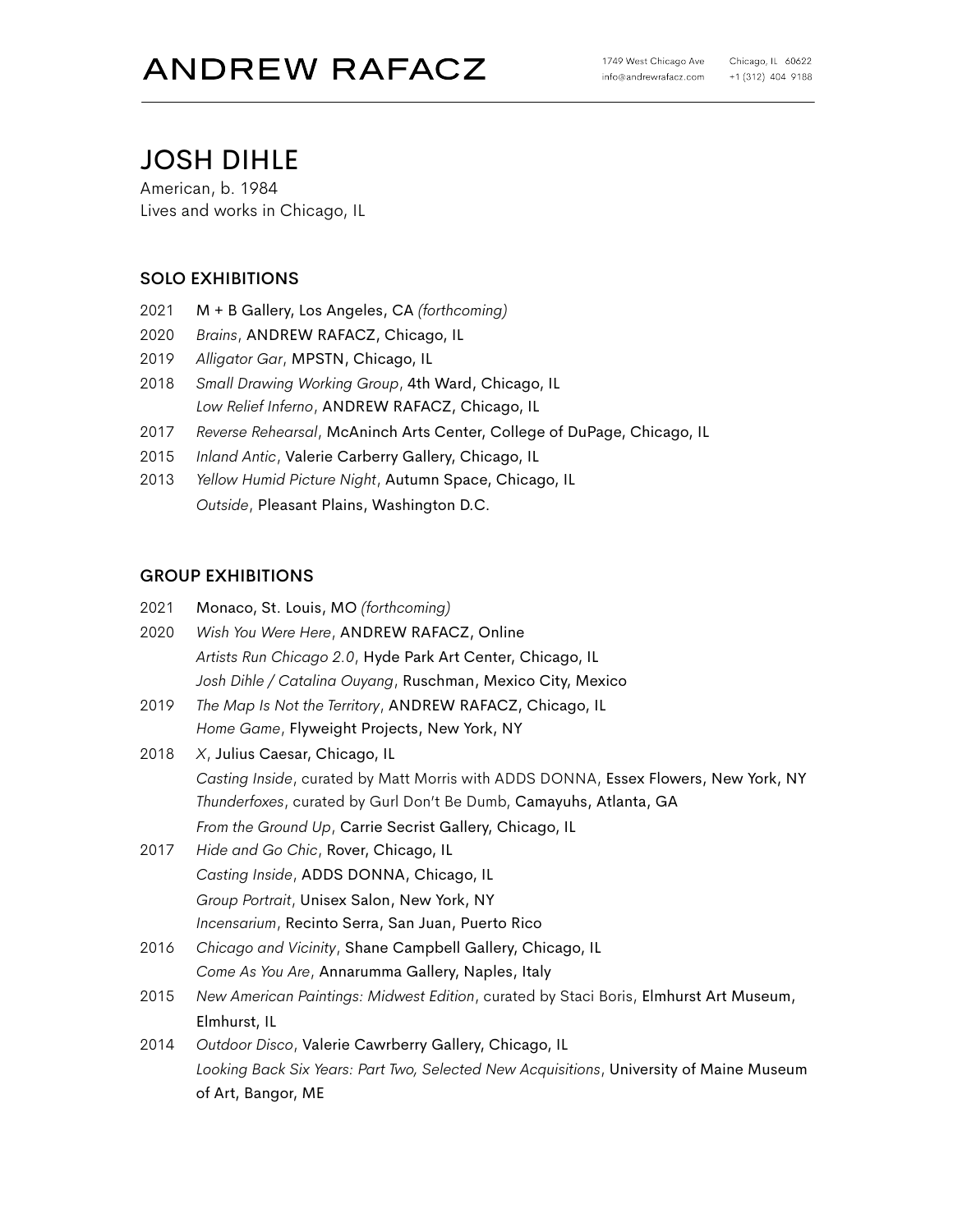# ANDREW RAFACZ

1749 West Chicago Ave Chicago, IL 60622
info@andrewrafacz.com +1 (312) 404 9188

## JOSH DIHLE

American, b. 1984
Lives and works in Chicago, IL

### SOLO EXHIBITIONS

2021 M + B Gallery, Los Angeles, CA *(forthcoming)*
2020 *Brains*, ANDREW RAFACZ, Chicago, IL
2019 *Alligator Gar*, MPSTN, Chicago, IL
2018 *Small Drawing Working Group*, 4th Ward, Chicago, IL
*Low Relief Inferno*, ANDREW RAFACZ, Chicago, IL
2017 *Reverse Rehearsal*, McAninch Arts Center, College of DuPage, Chicago, IL
2015 *Inland Antic*, Valerie Carberry Gallery, Chicago, IL
2013 *Yellow Humid Picture Night*, Autumn Space, Chicago, IL
*Outside*, Pleasant Plains, Washington D.C.

### GROUP EXHIBITIONS

2021 Monaco, St. Louis, MO *(forthcoming)*
2020 *Wish You Were Here*, ANDREW RAFACZ, Online
*Artists Run Chicago 2.0*, Hyde Park Art Center, Chicago, IL
*Josh Dihle / Catalina Ouyang*, Ruschman, Mexico City, Mexico
2019 *The Map Is Not the Territory*, ANDREW RAFACZ, Chicago, IL
*Home Game*, Flyweight Projects, New York, NY
2018 *X*, Julius Caesar, Chicago, IL
*Casting Inside*, curated by Matt Morris with ADDS DONNA, Essex Flowers, New York, NY
*Thunderfoxes*, curated by Gurl Don't Be Dumb, Camayuhs, Atlanta, GA
*From the Ground Up*, Carrie Secrist Gallery, Chicago, IL
2017 *Hide and Go Chic*, Rover, Chicago, IL
*Casting Inside*, ADDS DONNA, Chicago, IL
*Group Portrait*, Unisex Salon, New York, NY
*Incensarium*, Recinto Serra, San Juan, Puerto Rico
2016 *Chicago and Vicinity*, Shane Campbell Gallery, Chicago, IL
*Come As You Are*, Annarumma Gallery, Naples, Italy
2015 *New American Paintings: Midwest Edition*, curated by Staci Boris, Elmhurst Art Museum, Elmhurst, IL
2014 *Outdoor Disco*, Valerie Cawrberry Gallery, Chicago, IL
*Looking Back Six Years: Part Two, Selected New Acquisitions*, University of Maine Museum of Art, Bangor, ME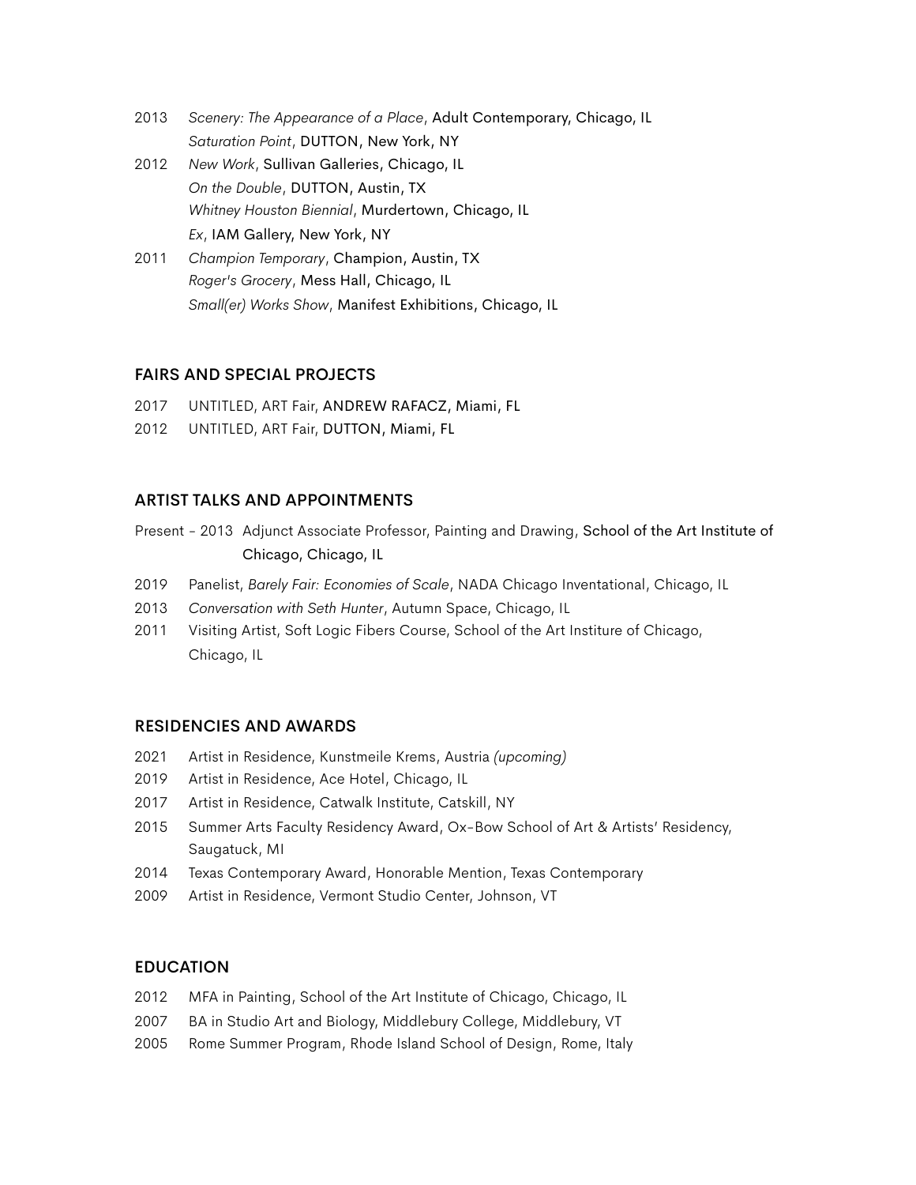2013 *Scenery: The Appearance of a Place*, Adult Contemporary, Chicago, IL
*Saturation Point*, DUTTON, New York, NY

2012 *New Work*, Sullivan Galleries, Chicago, IL
*On the Double*, DUTTON, Austin, TX
*Whitney Houston Biennial*, Murdertown, Chicago, IL
*Ex*, IAM Gallery, New York, NY

2011 *Champion Temporary*, Champion, Austin, TX
*Roger's Grocery*, Mess Hall, Chicago, IL
*Small(er) Works Show*, Manifest Exhibitions, Chicago, IL

## FAIRS AND SPECIAL PROJECTS

2017 UNTITLED, ART Fair, ANDREW RAFACZ, Miami, FL

2012 UNTITLED, ART Fair, DUTTON, Miami, FL

## ARTIST TALKS AND APPOINTMENTS

Present – 2013 Adjunct Associate Professor, Painting and Drawing, School of the Art Institute of Chicago, Chicago, IL

2019 Panelist, *Barely Fair: Economies of Scale*, NADA Chicago Inventational, Chicago, IL

2013 *Conversation with Seth Hunter*, Autumn Space, Chicago, IL

2011 Visiting Artist, Soft Logic Fibers Course, School of the Art Institure of Chicago, Chicago, IL

## RESIDENCIES AND AWARDS

2021 Artist in Residence, Kunstmeile Krems, Austria *(upcoming)*

2019 Artist in Residence, Ace Hotel, Chicago, IL

2017 Artist in Residence, Catwalk Institute, Catskill, NY

2015 Summer Arts Faculty Residency Award, Ox-Bow School of Art & Artists' Residency, Saugatuck, MI

2014 Texas Contemporary Award, Honorable Mention, Texas Contemporary

2009 Artist in Residence, Vermont Studio Center, Johnson, VT

## EDUCATION

2012 MFA in Painting, School of the Art Institute of Chicago, Chicago, IL

2007 BA in Studio Art and Biology, Middlebury College, Middlebury, VT

2005 Rome Summer Program, Rhode Island School of Design, Rome, Italy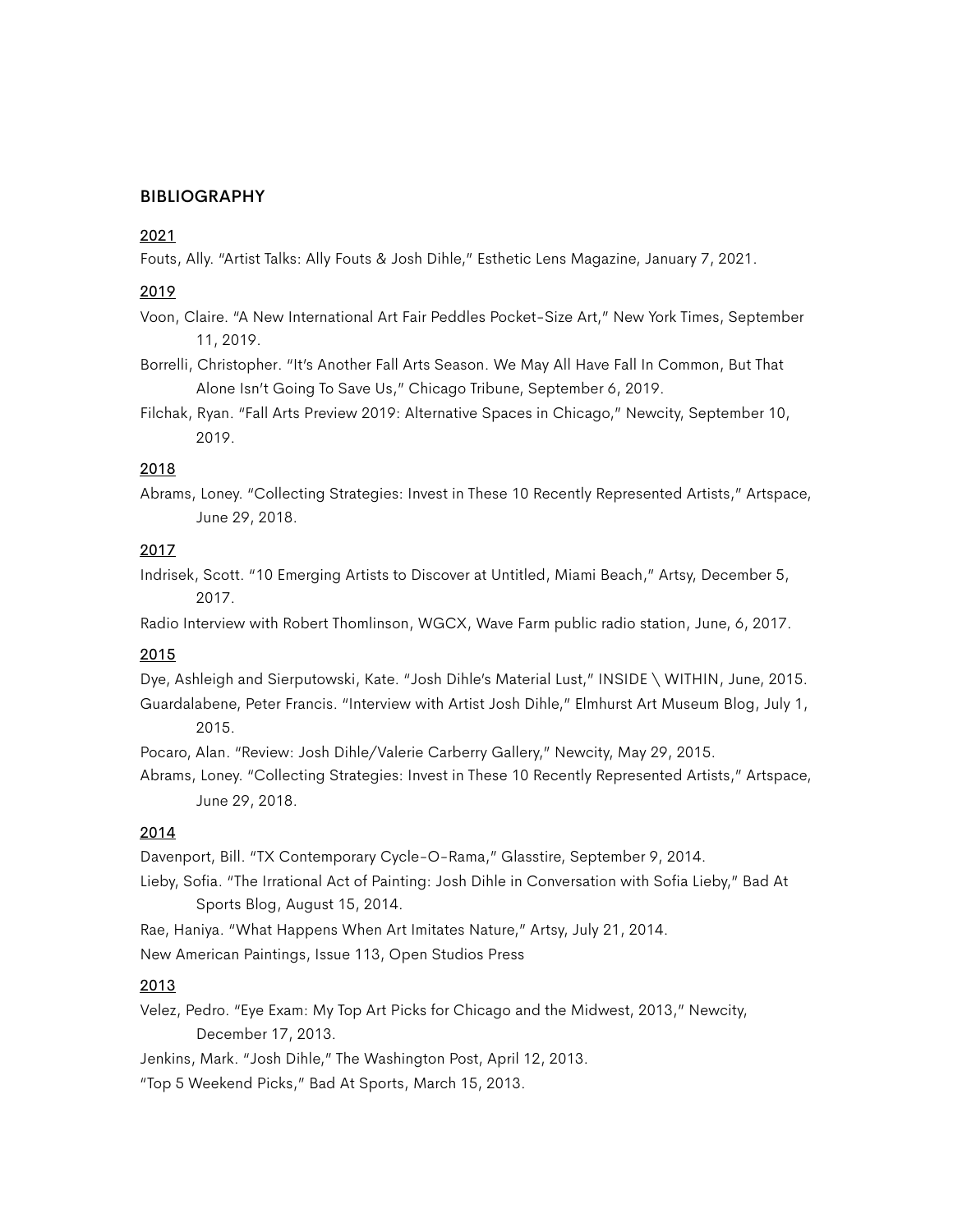## BIBLIOGRAPHY

2021

Fouts, Ally. "Artist Talks: Ally Fouts & Josh Dihle," Esthetic Lens Magazine, January 7, 2021.

2019

Voon, Claire. "A New International Art Fair Peddles Pocket-Size Art," New York Times, September 11, 2019.

Borrelli, Christopher. "It's Another Fall Arts Season. We May All Have Fall In Common, But That Alone Isn't Going To Save Us," Chicago Tribune, September 6, 2019.

Filchak, Ryan. "Fall Arts Preview 2019: Alternative Spaces in Chicago," Newcity, September 10, 2019.

2018

Abrams, Loney. "Collecting Strategies: Invest in These 10 Recently Represented Artists," Artspace, June 29, 2018.

2017

Indrisek, Scott. "10 Emerging Artists to Discover at Untitled, Miami Beach," Artsy, December 5, 2017.

Radio Interview with Robert Thomlinson, WGCX, Wave Farm public radio station, June, 6, 2017.

2015

Dye, Ashleigh and Sierputowski, Kate. "Josh Dihle's Material Lust," INSIDE \ WITHIN, June, 2015.

Guardalabene, Peter Francis. "Interview with Artist Josh Dihle," Elmhurst Art Museum Blog, July 1, 2015.

Pocaro, Alan. "Review: Josh Dihle/Valerie Carberry Gallery," Newcity, May 29, 2015.

Abrams, Loney. "Collecting Strategies: Invest in These 10 Recently Represented Artists," Artspace, June 29, 2018.

2014

Davenport, Bill. "TX Contemporary Cycle-O-Rama," Glasstire, September 9, 2014.

Lieby, Sofia. "The Irrational Act of Painting: Josh Dihle in Conversation with Sofia Lieby," Bad At Sports Blog, August 15, 2014.

Rae, Haniya. "What Happens When Art Imitates Nature," Artsy, July 21, 2014.

New American Paintings, Issue 113, Open Studios Press

2013

Velez, Pedro. "Eye Exam: My Top Art Picks for Chicago and the Midwest, 2013," Newcity, December 17, 2013.

Jenkins, Mark. "Josh Dihle," The Washington Post, April 12, 2013.

"Top 5 Weekend Picks," Bad At Sports, March 15, 2013.